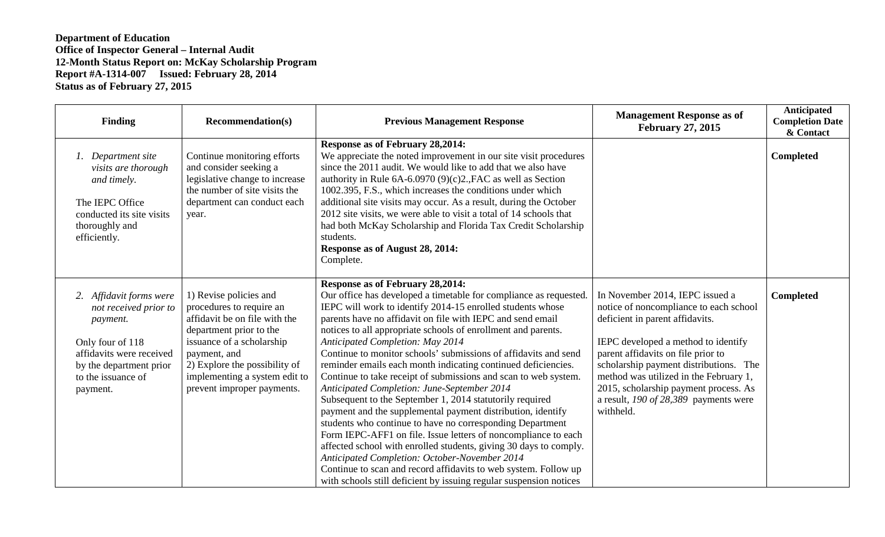**Department of Education**
**Office of Inspector General – Internal Audit**
**12-Month Status Report on: McKay Scholarship Program**
**Report #A-1314-007 Issued: February 28, 2014**
**Status as of February 27, 2015**

| Finding | Recommendation(s) | Previous Management Response | Management Response as of February 27, 2015 | Anticipated Completion Date & Contact |
|---|---|---|---|---|
| *1. Department site visits are thorough and timely.*<br><br>The IEPC Office conducted its site visits thoroughly and efficiently. | Continue monitoring efforts and consider seeking a legislative change to increase the number of site visits the department can conduct each year. | **Response as of February 28,2014:**<br>We appreciate the noted improvement in our site visit procedures since the 2011 audit. We would like to add that we also have authority in Rule 6A-6.0970 (9)(c)2.,FAC as well as Section 1002.395, F.S., which increases the conditions under which additional site visits may occur. As a result, during the October 2012 site visits, we were able to visit a total of 14 schools that had both McKay Scholarship and Florida Tax Credit Scholarship students.<br>**Response as of August 28, 2014:**<br>Complete. | | **Completed** |
| *2. Affidavit forms were not received prior to payment.*<br><br>Only four of 118 affidavits were received by the department prior to the issuance of payment. | 1) Revise policies and procedures to require an affidavit be on file with the department prior to the issuance of a scholarship payment, and<br>2) Explore the possibility of implementing a system edit to prevent improper payments. | **Response as of February 28,2014:**<br>Our office has developed a timetable for compliance as requested. IEPC will work to identify 2014-15 enrolled students whose parents have no affidavit on file with IEPC and send email notices to all appropriate schools of enrollment and parents.<br>*Anticipated Completion: May 2014*<br>Continue to monitor schools' submissions of affidavits and send reminder emails each month indicating continued deficiencies. Continue to take receipt of submissions and scan to web system.<br>*Anticipated Completion: June-September 2014*<br>Subsequent to the September 1, 2014 statutorily required payment and the supplemental payment distribution, identify students who continue to have no corresponding Department Form IEPC-AFF1 on file. Issue letters of noncompliance to each affected school with enrolled students, giving 30 days to comply.<br>*Anticipated Completion: October-November 2014*<br>Continue to scan and record affidavits to web system. Follow up with schools still deficient by issuing regular suspension notices | In November 2014, IEPC issued a notice of noncompliance to each school deficient in parent affidavits.<br><br>IEPC developed a method to identify parent affidavits on file prior to scholarship payment distributions. The method was utilized in the February 1, 2015, scholarship payment process. As a result, *190 of 28,389* payments were withheld. | **Completed** |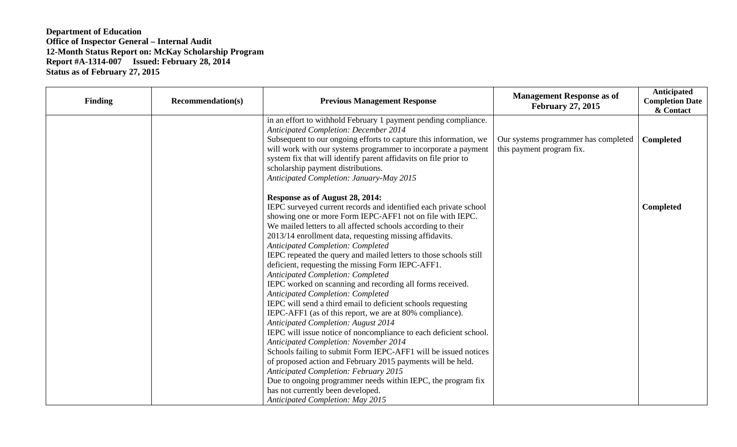**Department of Education**
**Office of Inspector General – Internal Audit**
**12-Month Status Report on: McKay Scholarship Program**
**Report #A-1314-007 Issued: February 28, 2014**
**Status as of February 27, 2015**

| Finding | Recommendation(s) | Previous Management Response | Management Response as of February 27, 2015 | Anticipated Completion Date & Contact |
|---|---|---|---|---|
| | | in an effort to withhold February 1 payment pending compliance.<br>*Anticipated Completion: December 2014*<br>Subsequent to our ongoing efforts to capture this information, we will work with our systems programmer to incorporate a payment system fix that will identify parent affidavits on file prior to scholarship payment distributions.<br>*Anticipated Completion: January-May 2015* | Our systems programmer has completed this payment program fix. | **Completed** |
| | | **Response as of August 28, 2014:**<br>IEPC surveyed current records and identified each private school showing one or more Form IEPC-AFF1 not on file with IEPC. We mailed letters to all affected schools according to their 2013/14 enrollment data, requesting missing affidavits.<br>*Anticipated Completion: Completed*<br>IEPC repeated the query and mailed letters to those schools still deficient, requesting the missing Form IEPC-AFF1.<br>*Anticipated Completion: Completed*<br>IEPC worked on scanning and recording all forms received.<br>*Anticipated Completion: Completed*<br>IEPC will send a third email to deficient schools requesting IEPC-AFF1 (as of this report, we are at 80% compliance).<br>*Anticipated Completion: August 2014*<br>IEPC will issue notice of noncompliance to each deficient school.<br>*Anticipated Completion: November 2014*<br>Schools failing to submit Form IEPC-AFF1 will be issued notices of proposed action and February 2015 payments will be held.<br>*Anticipated Completion: February 2015*<br>Due to ongoing programmer needs within IEPC, the program fix has not currently been developed.<br>*Anticipated Completion: May 2015* | | **Completed** |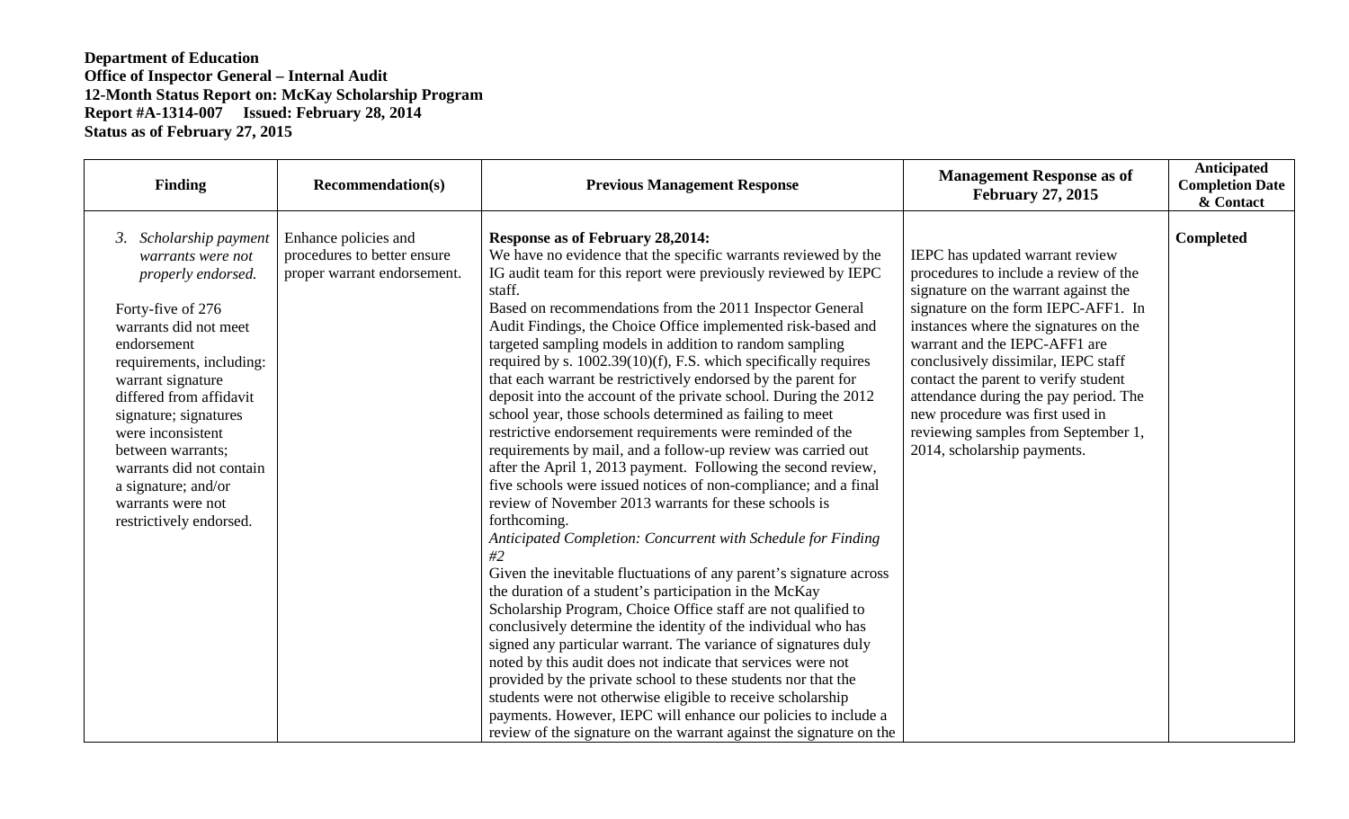**Department of Education**
**Office of Inspector General – Internal Audit**
**12-Month Status Report on: McKay Scholarship Program**
**Report #A-1314-007 Issued: February 28, 2014**
**Status as of February 27, 2015**

| Finding | Recommendation(s) | Previous Management Response | Management Response as of February 27, 2015 | Anticipated Completion Date & Contact |
|---|---|---|---|---|
| 3. *Scholarship payment warrants were not properly endorsed.*<br><br>Forty-five of 276 warrants did not meet endorsement requirements, including: warrant signature differed from affidavit signature; signatures were inconsistent between warrants; warrants did not contain a signature; and/or warrants were not restrictively endorsed. | Enhance policies and procedures to better ensure proper warrant endorsement. | **Response as of February 28,2014:**<br>We have no evidence that the specific warrants reviewed by the IG audit team for this report were previously reviewed by IEPC staff.<br>Based on recommendations from the 2011 Inspector General Audit Findings, the Choice Office implemented risk-based and targeted sampling models in addition to random sampling required by s. 1002.39(10)(f), F.S. which specifically requires that each warrant be restrictively endorsed by the parent for deposit into the account of the private school. During the 2012 school year, those schools determined as failing to meet restrictive endorsement requirements were reminded of the requirements by mail, and a follow-up review was carried out after the April 1, 2013 payment. Following the second review, five schools were issued notices of non-compliance; and a final review of November 2013 warrants for these schools is forthcoming.<br>*Anticipated Completion: Concurrent with Schedule for Finding #2*<br>Given the inevitable fluctuations of any parent's signature across the duration of a student's participation in the McKay Scholarship Program, Choice Office staff are not qualified to conclusively determine the identity of the individual who has signed any particular warrant. The variance of signatures duly noted by this audit does not indicate that services were not provided by the private school to these students nor that the students were not otherwise eligible to receive scholarship payments. However, IEPC will enhance our policies to include a review of the signature on the warrant against the signature on the | IEPC has updated warrant review procedures to include a review of the signature on the warrant against the signature on the form IEPC-AFF1. In instances where the signatures on the warrant and the IEPC-AFF1 are conclusively dissimilar, IEPC staff contact the parent to verify student attendance during the pay period. The new procedure was first used in reviewing samples from September 1, 2014, scholarship payments. | **Completed** |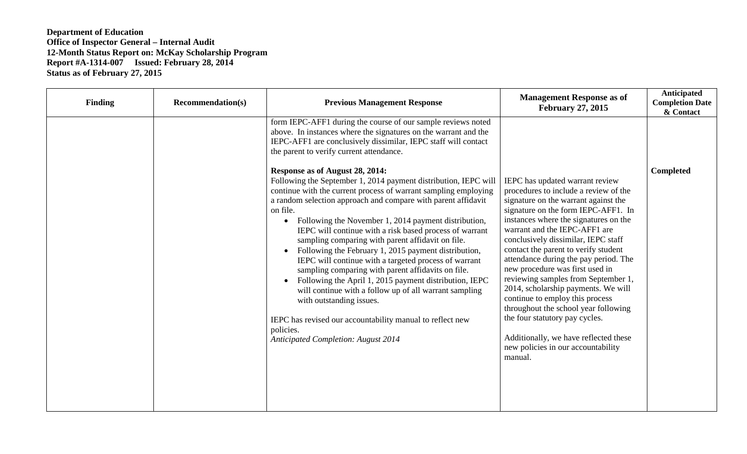**Department of Education**
**Office of Inspector General – Internal Audit**
**12-Month Status Report on: McKay Scholarship Program**
**Report #A-1314-007 Issued: February 28, 2014**
**Status as of February 27, 2015**

| Finding | Recommendation(s) | Previous Management Response | Management Response as of February 27, 2015 | Anticipated Completion Date & Contact |
|---|---|---|---|---|
| | | form IEPC-AFF1 during the course of our sample reviews noted above. In instances where the signatures on the warrant and the IEPC-AFF1 are conclusively dissimilar, IEPC staff will contact the parent to verify current attendance.<br><br>**Response as of August 28, 2014:**<br>Following the September 1, 2014 payment distribution, IEPC will continue with the current process of warrant sampling employing a random selection approach and compare with parent affidavit on file.<br>• Following the November 1, 2014 payment distribution, IEPC will continue with a risk based process of warrant sampling comparing with parent affidavit on file.<br>• Following the February 1, 2015 payment distribution, IEPC will continue with a targeted process of warrant sampling comparing with parent affidavits on file.<br>• Following the April 1, 2015 payment distribution, IEPC will continue with a follow up of all warrant sampling with outstanding issues.<br><br>IEPC has revised our accountability manual to reflect new policies.<br>*Anticipated Completion: August 2014* | IEPC has updated warrant review procedures to include a review of the signature on the warrant against the signature on the form IEPC-AFF1. In instances where the signatures on the warrant and the IEPC-AFF1 are conclusively dissimilar, IEPC staff contact the parent to verify student attendance during the pay period. The new procedure was first used in reviewing samples from September 1, 2014, scholarship payments. We will continue to employ this process throughout the school year following the four statutory pay cycles.<br><br>Additionally, we have reflected these new policies in our accountability manual. | **Completed** |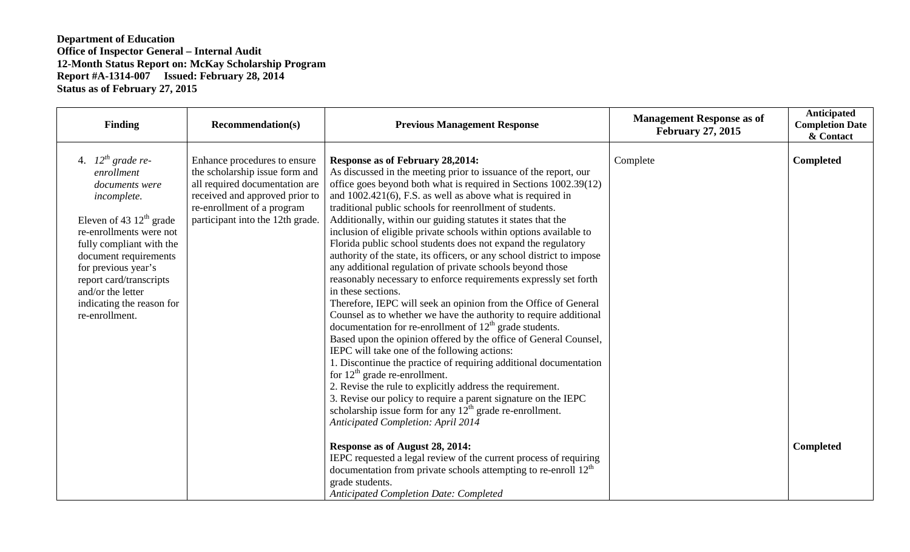**Department of Education**
**Office of Inspector General – Internal Audit**
**12-Month Status Report on: McKay Scholarship Program**
**Report #A-1314-007 Issued: February 28, 2014**
**Status as of February 27, 2015**

| Finding | Recommendation(s) | Previous Management Response | Management Response as of February 27, 2015 | Anticipated Completion Date & Contact |
|---|---|---|---|---|
| 4. *12th grade re-enrollment documents were incomplete.*<br><br>Eleven of 43 12th grade re-enrollments were not fully compliant with the document requirements for previous year's report card/transcripts and/or the letter indicating the reason for re-enrollment. | Enhance procedures to ensure the scholarship issue form and all required documentation are received and approved prior to re-enrollment of a program participant into the 12th grade. | **Response as of February 28,2014:**<br>As discussed in the meeting prior to issuance of the report, our office goes beyond both what is required in Sections 1002.39(12) and 1002.421(6), F.S. as well as above what is required in traditional public schools for reenrollment of students. Additionally, within our guiding statutes it states that the inclusion of eligible private schools within options available to Florida public school students does not expand the regulatory authority of the state, its officers, or any school district to impose any additional regulation of private schools beyond those reasonably necessary to enforce requirements expressly set forth in these sections.<br>Therefore, IEPC will seek an opinion from the Office of General Counsel as to whether we have the authority to require additional documentation for re-enrollment of 12th grade students.<br>Based upon the opinion offered by the office of General Counsel, IEPC will take one of the following actions:<br>1. Discontinue the practice of requiring additional documentation for 12th grade re-enrollment.<br>2. Revise the rule to explicitly address the requirement.<br>3. Revise our policy to require a parent signature on the IEPC scholarship issue form for any 12th grade re-enrollment.<br>*Anticipated Completion: April 2014* | Complete | **Completed** |
| | | **Response as of August 28, 2014:**<br>IEPC requested a legal review of the current process of requiring documentation from private schools attempting to re-enroll 12th grade students.<br>*Anticipated Completion Date: Completed* | | **Completed** |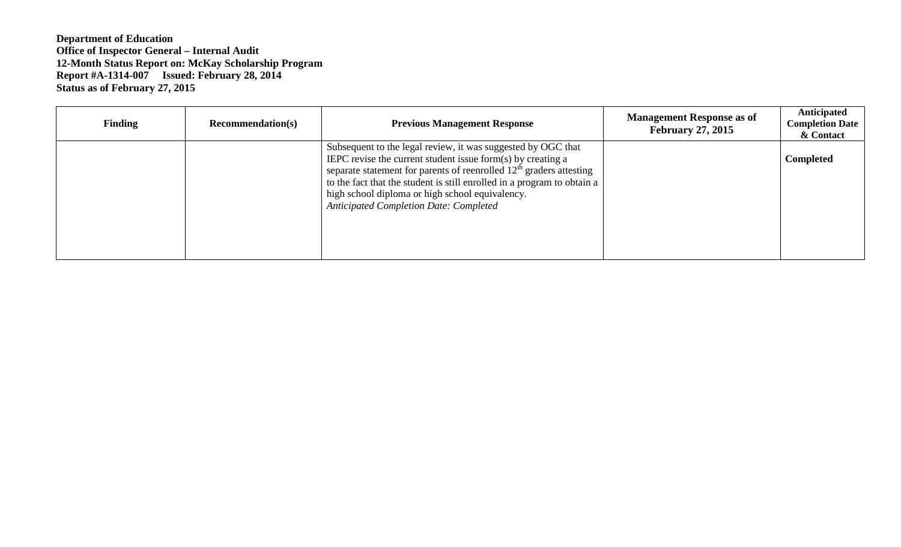**Department of Education**
**Office of Inspector General – Internal Audit**
**12-Month Status Report on: McKay Scholarship Program**
**Report #A-1314-007 Issued: February 28, 2014**
**Status as of February 27, 2015**

| Finding | Recommendation(s) | Previous Management Response | Management Response as of February 27, 2015 | Anticipated Completion Date & Contact |
|---|---|---|---|---|
| | | Subsequent to the legal review, it was suggested by OGC that IEPC revise the current student issue form(s) by creating a separate statement for parents of reenrolled 12th graders attesting to the fact that the student is still enrolled in a program to obtain a high school diploma or high school equivalency. *Anticipated Completion Date: Completed* | | **Completed** |